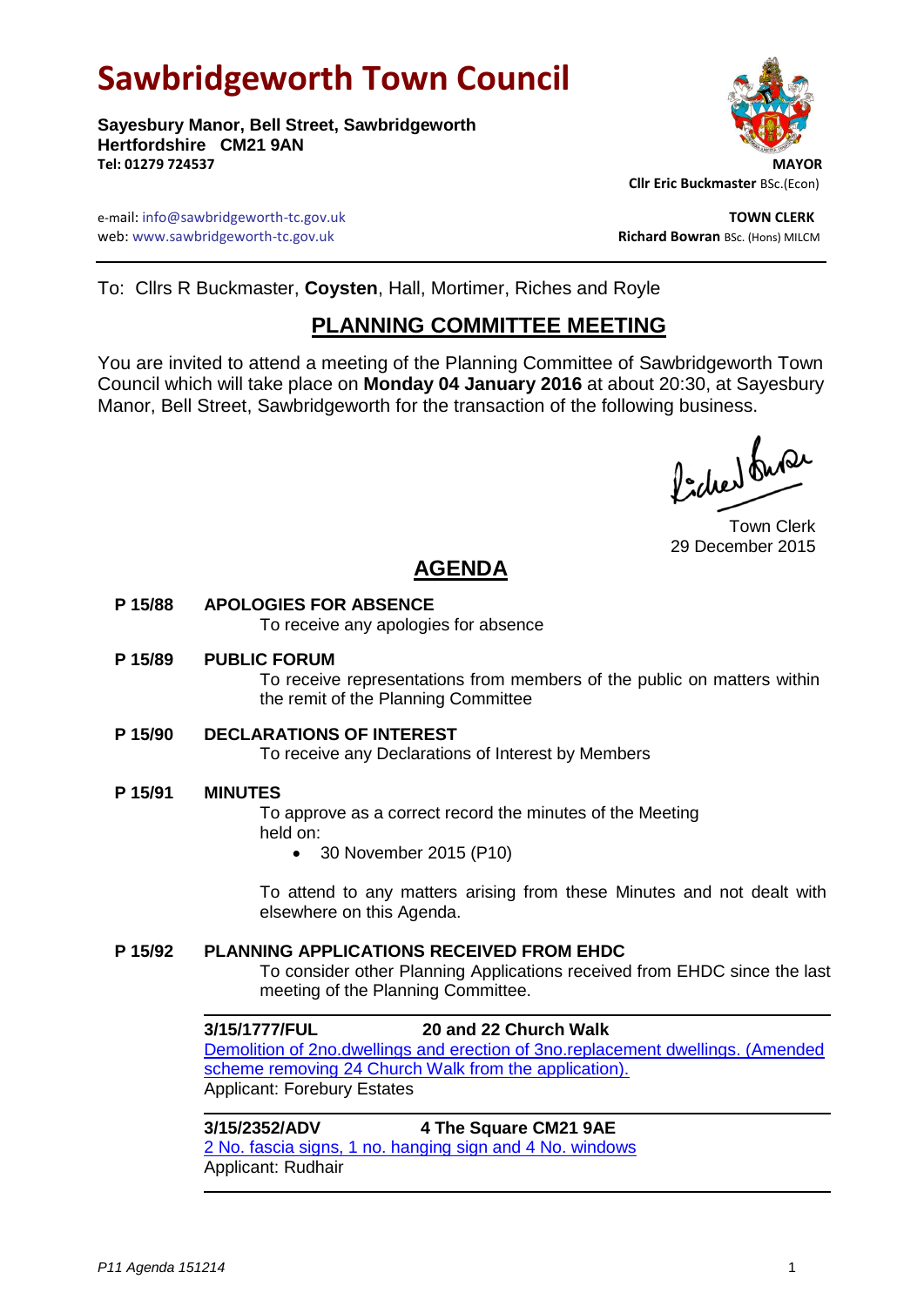# Sawbridgeworth Town Council

**Sayesbury Manor, Bell Street, Sawbridgeworth**
**Hertfordshire CM21 9AN**
**Tel: 01279 724537**

**MAYOR**
**Cllr Eric Buckmaster** BSc.(Econ)

e-mail: info@sawbridgeworth-tc.gov.uk
web: www.sawbridgeworth-tc.gov.uk

**TOWN CLERK**
**Richard Bowran** BSc. (Hons) MILCM

---

To: Cllrs R Buckmaster, **Coysten**, Hall, Mortimer, Riches and Royle

## PLANNING COMMITTEE MEETING

You are invited to attend a meeting of the Planning Committee of Sawbridgeworth Town Council which will take place on **Monday 04 January 2016** at about 20:30, at Sayesbury Manor, Bell Street, Sawbridgeworth for the transaction of the following business.

Town Clerk
29 December 2015

## AGENDA

**P 15/88 APOLOGIES FOR ABSENCE**
To receive any apologies for absence

**P 15/89 PUBLIC FORUM**
To receive representations from members of the public on matters within the remit of the Planning Committee

**P 15/90 DECLARATIONS OF INTEREST**
To receive any Declarations of Interest by Members

**P 15/91 MINUTES**
To approve as a correct record the minutes of the Meeting held on:

- 30 November 2015 (P10)

To attend to any matters arising from these Minutes and not dealt with elsewhere on this Agenda.

**P 15/92 PLANNING APPLICATIONS RECEIVED FROM EHDC**
To consider other Planning Applications received from EHDC since the last meeting of the Planning Committee.

---

**3/15/1777/FUL** **20 and 22 Church Walk**
Demolition of 2no.dwellings and erection of 3no.replacement dwellings. (Amended scheme removing 24 Church Walk from the application).
Applicant: Forebury Estates

---

**3/15/2352/ADV** **4 The Square CM21 9AE**
2 No. fascia signs, 1 no. hanging sign and 4 No. windows
Applicant: Rudhair

---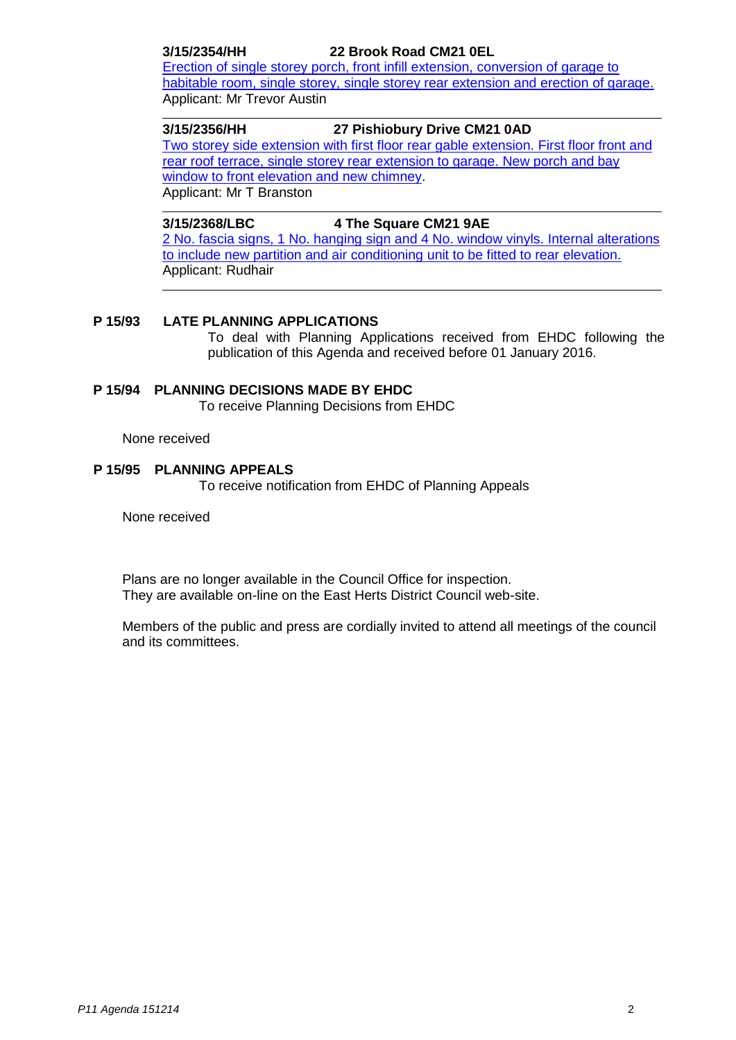**3/15/2354/HH 22 Brook Road CM21 0EL**

Erection of single storey porch, front infill extension, conversion of garage to habitable room, single storey, single storey rear extension and erection of garage.

Applicant: Mr Trevor Austin

---

**3/15/2356/HH 27 Pishiobury Drive CM21 0AD**

Two storey side extension with first floor rear gable extension. First floor front and rear roof terrace, single storey rear extension to garage. New porch and bay window to front elevation and new chimney.

Applicant: Mr T Branston

---

**3/15/2368/LBC 4 The Square CM21 9AE**

2 No. fascia signs, 1 No. hanging sign and 4 No. window vinyls. Internal alterations to include new partition and air conditioning unit to be fitted to rear elevation.

Applicant: Rudhair

---

**P 15/93 LATE PLANNING APPLICATIONS**

To deal with Planning Applications received from EHDC following the publication of this Agenda and received before 01 January 2016.

**P 15/94 PLANNING DECISIONS MADE BY EHDC**

To receive Planning Decisions from EHDC

None received

**P 15/95 PLANNING APPEALS**

To receive notification from EHDC of Planning Appeals

None received

Plans are no longer available in the Council Office for inspection.
They are available on-line on the East Herts District Council web-site.

Members of the public and press are cordially invited to attend all meetings of the council and its committees.